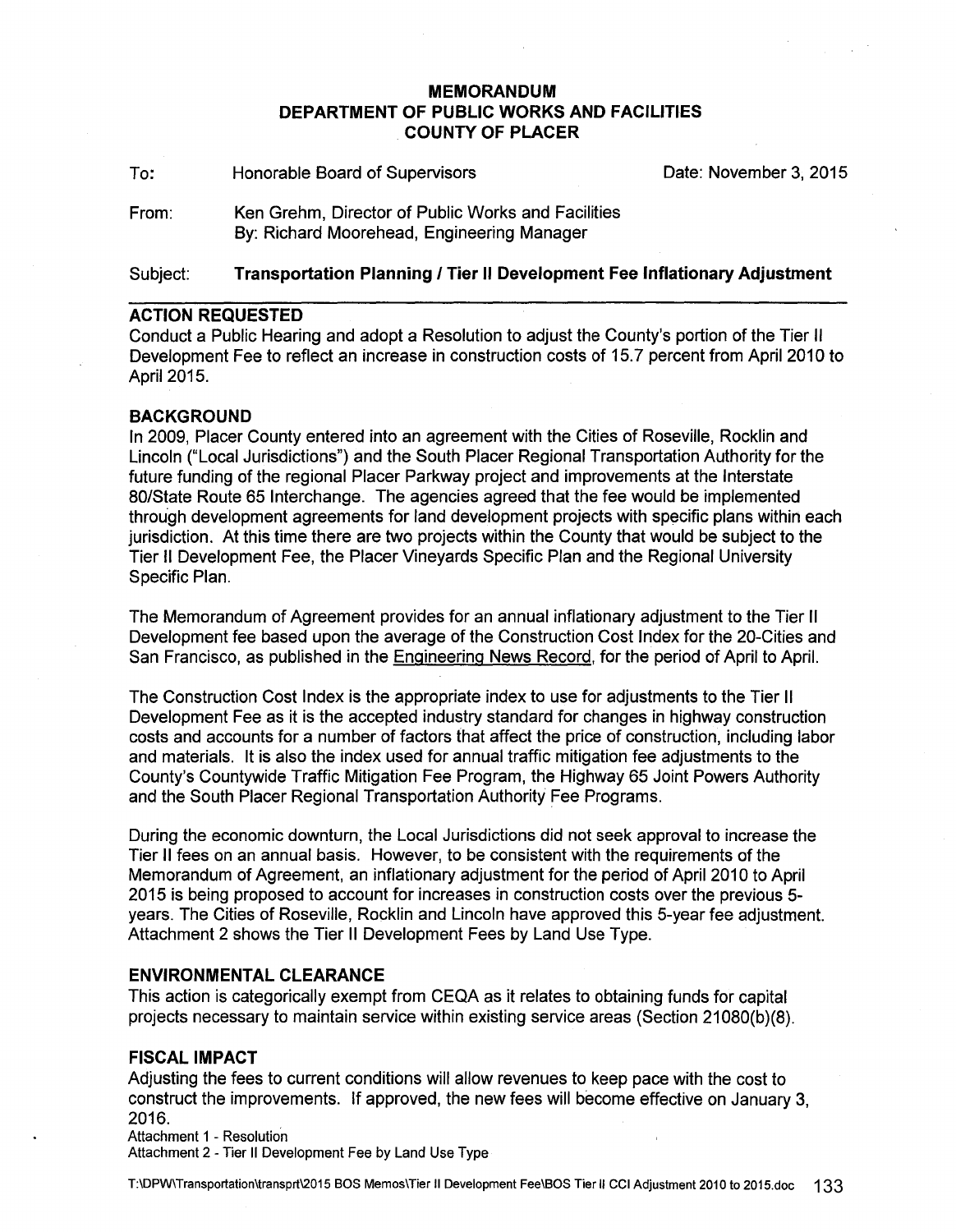**MEMORANDUM**
**DEPARTMENT OF PUBLIC WORKS AND FACILITIES**
**COUNTY OF PLACER**

To: Honorable Board of Supervisors — Date: November 3, 2015

From: Ken Grehm, Director of Public Works and Facilities
By: Richard Moorehead, Engineering Manager

Subject: **Transportation Planning / Tier II Development Fee Inflationary Adjustment**

## ACTION REQUESTED

Conduct a Public Hearing and adopt a Resolution to adjust the County's portion of the Tier II Development Fee to reflect an increase in construction costs of 15.7 percent from April 2010 to April 2015.

## BACKGROUND

In 2009, Placer County entered into an agreement with the Cities of Roseville, Rocklin and Lincoln ("Local Jurisdictions") and the South Placer Regional Transportation Authority for the future funding of the regional Placer Parkway project and improvements at the Interstate 80/State Route 65 Interchange. The agencies agreed that the fee would be implemented through development agreements for land development projects with specific plans within each jurisdiction. At this time there are two projects within the County that would be subject to the Tier II Development Fee, the Placer Vineyards Specific Plan and the Regional University Specific Plan.

The Memorandum of Agreement provides for an annual inflationary adjustment to the Tier II Development fee based upon the average of the Construction Cost Index for the 20-Cities and San Francisco, as published in the Engineering News Record, for the period of April to April.

The Construction Cost Index is the appropriate index to use for adjustments to the Tier II Development Fee as it is the accepted industry standard for changes in highway construction costs and accounts for a number of factors that affect the price of construction, including labor and materials. It is also the index used for annual traffic mitigation fee adjustments to the County's Countywide Traffic Mitigation Fee Program, the Highway 65 Joint Powers Authority and the South Placer Regional Transportation Authority Fee Programs.

During the economic downturn, the Local Jurisdictions did not seek approval to increase the Tier II fees on an annual basis. However, to be consistent with the requirements of the Memorandum of Agreement, an inflationary adjustment for the period of April 2010 to April 2015 is being proposed to account for increases in construction costs over the previous 5-years. The Cities of Roseville, Rocklin and Lincoln have approved this 5-year fee adjustment. Attachment 2 shows the Tier II Development Fees by Land Use Type.

## ENVIRONMENTAL CLEARANCE

This action is categorically exempt from CEQA as it relates to obtaining funds for capital projects necessary to maintain service within existing service areas (Section 21080(b)(8).

## FISCAL IMPACT

Adjusting the fees to current conditions will allow revenues to keep pace with the cost to construct the improvements. If approved, the new fees will become effective on January 3, 2016.

Attachment 1 - Resolution
Attachment 2 - Tier II Development Fee by Land Use Type

T:\DPW\Transportation\transprt\2015 BOS Memos\Tier II Development Fee\BOS Tier II CCI Adjustment 2010 to 2015.doc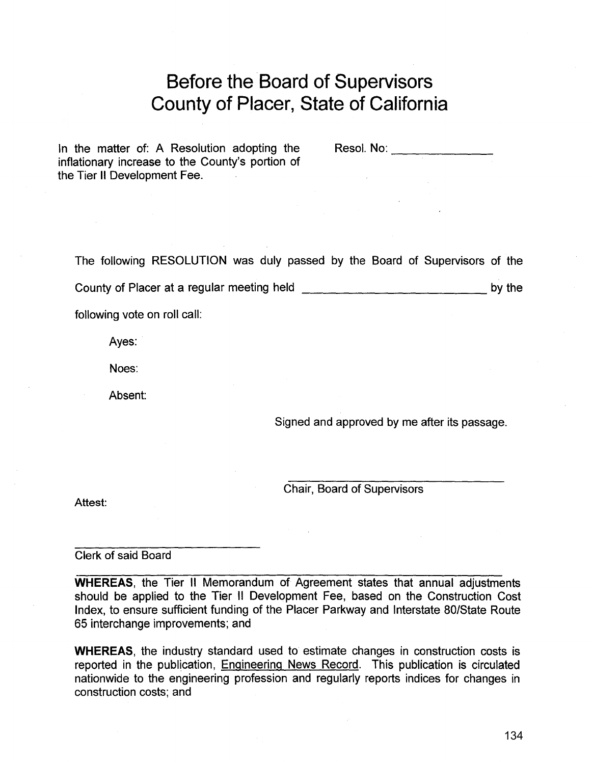# Before the Board of Supervisors
# County of Placer, State of California

In the matter of: A Resolution adopting the inflationary increase to the County's portion of the Tier II Development Fee.

Resol. No: ______________

The following RESOLUTION was duly passed by the Board of Supervisors of the County of Placer at a regular meeting held _________________________ by the following vote on roll call:

Ayes:

Noes:

Absent:

Signed and approved by me after its passage.

________________________________
Chair, Board of Supervisors

Attest:

___________________________
Clerk of said Board

---

**WHEREAS**, the Tier II Memorandum of Agreement states that annual adjustments should be applied to the Tier II Development Fee, based on the Construction Cost Index, to ensure sufficient funding of the Placer Parkway and Interstate 80/State Route 65 interchange improvements; and

**WHEREAS**, the industry standard used to estimate changes in construction costs is reported in the publication, Engineering News Record. This publication is circulated nationwide to the engineering profession and regularly reports indices for changes in construction costs; and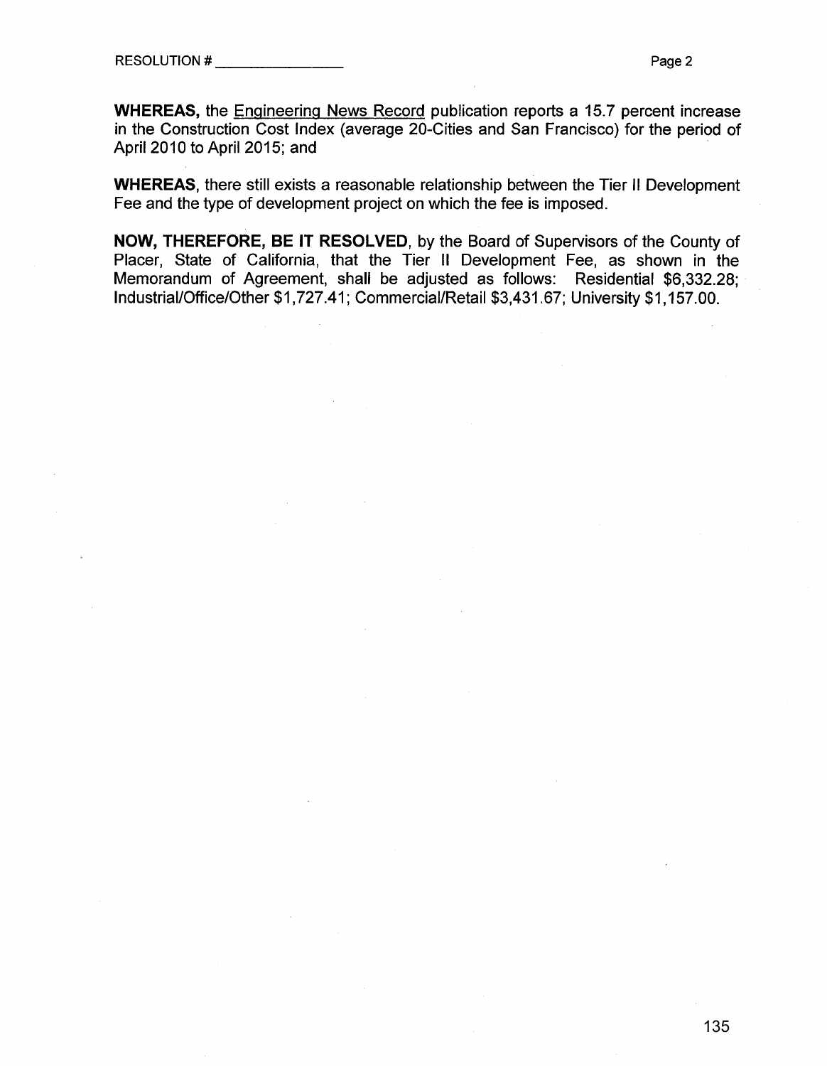**WHEREAS,** the Engineering News Record publication reports a 15.7 percent increase in the Construction Cost Index (average 20-Cities and San Francisco) for the period of April 2010 to April 2015; and

**WHEREAS**, there still exists a reasonable relationship between the Tier II Development Fee and the type of development project on which the fee is imposed.

**NOW, THEREFORE, BE IT RESOLVED**, by the Board of Supervisors of the County of Placer, State of California, that the Tier II Development Fee, as shown in the Memorandum of Agreement, shall be adjusted as follows: Residential $6,332.28; Industrial/Office/Other $1,727.41; Commercial/Retail $3,431.67; University $1,157.00.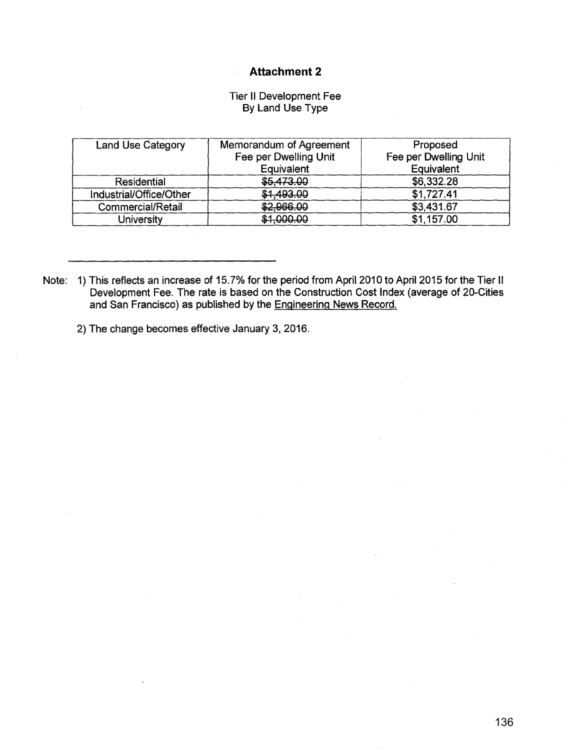# Attachment 2

Tier II Development Fee
By Land Use Type

| Land Use Category | Memorandum of Agreement Fee per Dwelling Unit Equivalent | Proposed Fee per Dwelling Unit Equivalent |
|---|---|---|
| Residential | ~~$5,473.00~~ | $6,332.28 |
| Industrial/Office/Other | ~~$1,493.00~~ | $1,727.41 |
| Commercial/Retail | ~~$2,966.00~~ | $3,431.67 |
| University | ~~$1,000.00~~ | $1,157.00 |

---

Note: 1) This reflects an increase of 15.7% for the period from April 2010 to April 2015 for the Tier II Development Fee. The rate is based on the Construction Cost Index (average of 20-Cities and San Francisco) as published by the Engineering News Record.

2) The change becomes effective January 3, 2016.